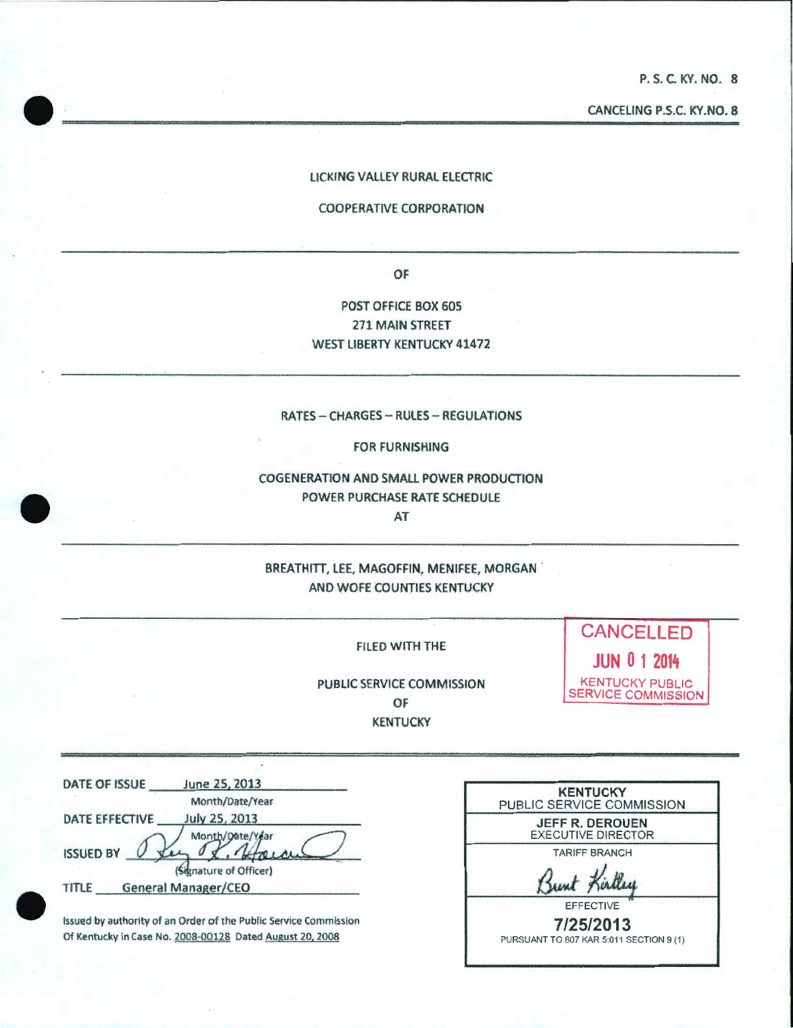P. S. C. KY. NO. 8

CANCELING P.S.C. KY.NO. 8

LICKING VALLEY RURAL ELECTRIC

COOPERATIVE CORPORATION

OF

POST OFFICE BOX 605
271 MAIN STREET
WEST LIBERTY KENTUCKY 41472

RATES – CHARGES – RULES – REGULATIONS

FOR FURNISHING

COGENERATION AND SMALL POWER PRODUCTION
POWER PURCHASE RATE SCHEDULE
AT

BREATHITT, LEE, MAGOFFIN, MENIFEE, MORGAN
AND WOFE COUNTIES KENTUCKY

FILED WITH THE

PUBLIC SERVICE COMMISSION
OF
KENTUCKY

CANCELLED
JUN 0 1 2014
KENTUCKY PUBLIC SERVICE COMMISSION

DATE OF ISSUE June 25, 2013
Month/Date/Year

DATE EFFECTIVE July 25, 2013
Month/Date/Year

ISSUED BY [signature]
(Signature of Officer)

TITLE General Manager/CEO

Issued by authority of an Order of the Public Service Commission Of Kentucky in Case No. 2008-00128 Dated August 20, 2008

KENTUCKY
PUBLIC SERVICE COMMISSION
JEFF R. DEROUEN
EXECUTIVE DIRECTOR
TARIFF BRANCH
[signature]
EFFECTIVE
7/25/2013
PURSUANT TO 807 KAR 5:011 SECTION 9 (1)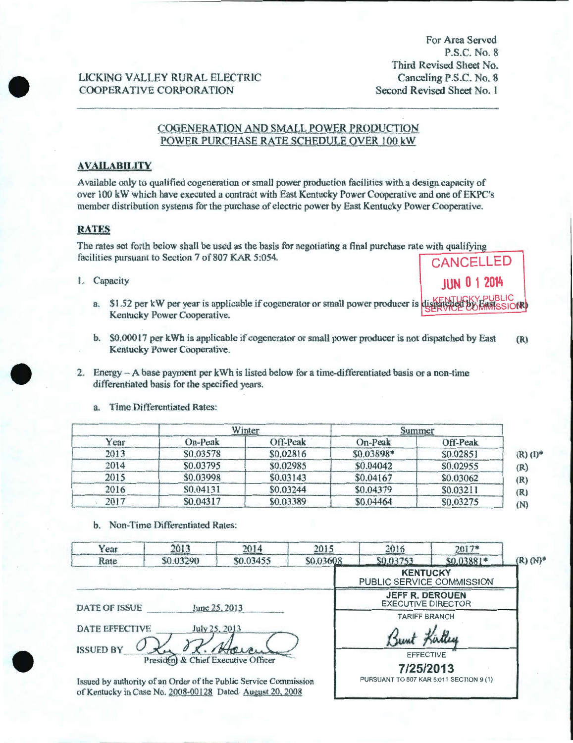LICKING VALLEY RURAL ELECTRIC
COOPERATIVE CORPORATION

For Area Served
P.S.C. No. 8
Third Revised Sheet No.
Canceling P.S.C. No. 8
Second Revised Sheet No. 1

## COGENERATION AND SMALL POWER PRODUCTION POWER PURCHASE RATE SCHEDULE OVER 100 kW

### AVAILABILITY

Available only to qualified cogeneration or small power production facilities with a design capacity of over 100 kW which have executed a contract with East Kentucky Power Cooperative and one of EKPC's member distribution systems for the purchase of electric power by East Kentucky Power Cooperative.

### RATES

The rates set forth below shall be used as the basis for negotiating a final purchase rate with qualifying facilities pursuant to Section 7 of 807 KAR 5:054.

CANCELLED
JUN 0 1 2014
KENTUCKY PUBLIC SERVICE COMMISSION

1. Capacity

   a. $1.52 per kW per year is applicable if cogenerator or small power producer is dispatched by East Kentucky Power Cooperative. (R)

   b. $0.00017 per kWh is applicable if cogenerator or small power producer is not dispatched by East Kentucky Power Cooperative. (R)

2. Energy – A base payment per kWh is listed below for a time-differentiated basis or a non-time differentiated basis for the specified years.

   a. Time Differentiated Rates:

| Year | Winter | | Summer | | |
|---|---|---|---|---|---|
| | On-Peak | Off-Peak | On-Peak | Off-Peak | |
| 2013 | $0.03578 | $0.02816 | $0.03898* | $0.02851 | (R) (I)* |
| 2014 | $0.03795 | $0.02985 | $0.04042 | $0.02955 | (R) |
| 2015 | $0.03998 | $0.03143 | $0.04167 | $0.03062 | (R) |
| 2016 | $0.04131 | $0.03244 | $0.04379 | $0.03211 | (R) |
| 2017 | $0.04317 | $0.03389 | $0.04464 | $0.03275 | (N) |

   b. Non-Time Differentiated Rates:

| Year | 2013 | 2014 | 2015 | 2016 | 2017* | |
|---|---|---|---|---|---|---|
| Rate | $0.03290 | $0.03455 | $0.03608 | $0.03753 | $0.03881* | (R) (N)* |

DATE OF ISSUE June 25, 2013

DATE EFFECTIVE July 25, 2013

ISSUED BY [signature]
President & Chief Executive Officer

Issued by authority of an Order of the Public Service Commission of Kentucky in Case No. 2008-00128 Dated August 20, 2008

KENTUCKY
PUBLIC SERVICE COMMISSION
JEFF R. DEROUEN
EXECUTIVE DIRECTOR
TARIFF BRANCH
[signature]
EFFECTIVE
7/25/2013
PURSUANT TO 807 KAR 5:011 SECTION 9 (1)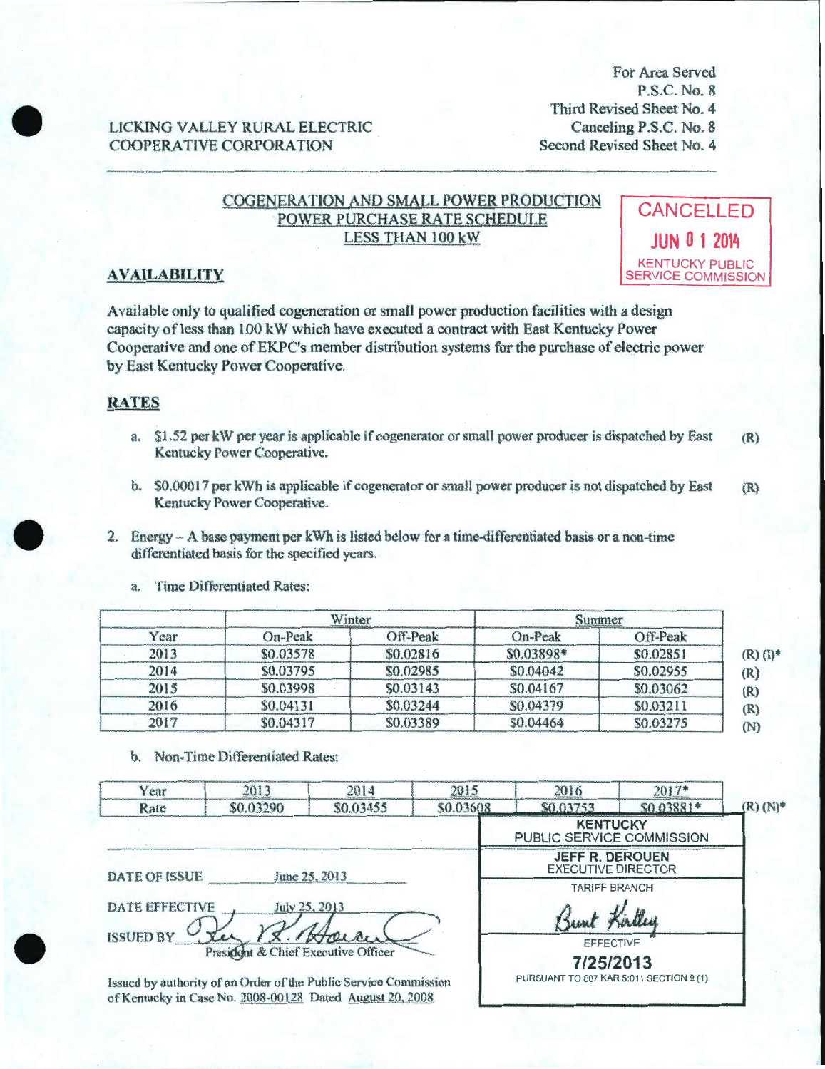For Area Served
P.S.C. No. 8
Third Revised Sheet No. 4
Canceling P.S.C. No. 8
Second Revised Sheet No. 4

LICKING VALLEY RURAL ELECTRIC
COOPERATIVE CORPORATION

## COGENERATION AND SMALL POWER PRODUCTION POWER PURCHASE RATE SCHEDULE LESS THAN 100 kW

CANCELLED
JUN 0 1 2014
KENTUCKY PUBLIC SERVICE COMMISSION

## AVAILABILITY

Available only to qualified cogeneration or small power production facilities with a design capacity of less than 100 kW which have executed a contract with East Kentucky Power Cooperative and one of EKPC's member distribution systems for the purchase of electric power by East Kentucky Power Cooperative.

## RATES

a. $1.52 per kW per year is applicable if cogenerator or small power producer is dispatched by East Kentucky Power Cooperative. (R)

b. $0.00017 per kWh is applicable if cogenerator or small power producer is not dispatched by East Kentucky Power Cooperative. (R)

2. Energy – A base payment per kWh is listed below for a time-differentiated basis or a non-time differentiated basis for the specified years.

   a. Time Differentiated Rates:

| | Winter | | Summer | | |
|---|---|---|---|---|---|
| Year | On-Peak | Off-Peak | On-Peak | Off-Peak | |
| 2013 | $0.03578 | $0.02816 | $0.03898* | $0.02851 | (R) (I)* |
| 2014 | $0.03795 | $0.02985 | $0.04042 | $0.02955 | (R) |
| 2015 | $0.03998 | $0.03143 | $0.04167 | $0.03062 | (R) |
| 2016 | $0.04131 | $0.03244 | $0.04379 | $0.03211 | (R) |
| 2017 | $0.04317 | $0.03389 | $0.04464 | $0.03275 | (N) |

   b. Non-Time Differentiated Rates:

| Year | 2013 | 2014 | 2015 | 2016 | 2017* | |
|---|---|---|---|---|---|---|
| Rate | $0.03290 | $0.03455 | $0.03608 | $0.03753 | $0.03881* | (R) (N)* |

DATE OF ISSUE June 25, 2013

DATE EFFECTIVE July 25, 2013

ISSUED BY [signature]
President & Chief Executive Officer

Issued by authority of an Order of the Public Service Commission of Kentucky in Case No. 2008-00128 Dated August 20, 2008

KENTUCKY
PUBLIC SERVICE COMMISSION
JEFF R. DEROUEN
EXECUTIVE DIRECTOR
TARIFF BRANCH
[signature]
EFFECTIVE
7/25/2013
PURSUANT TO 807 KAR 5:011 SECTION 9 (1)